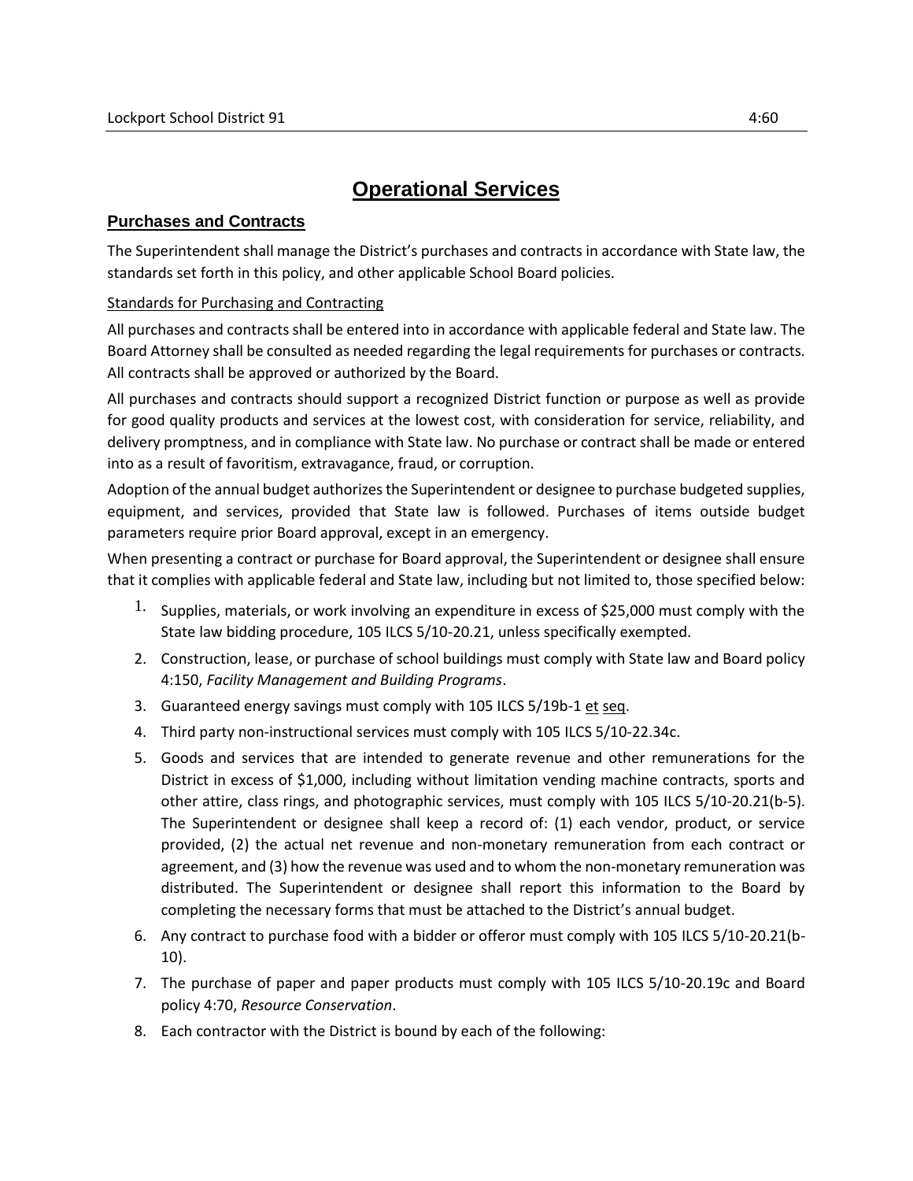# Operational Services

## Purchases and Contracts

The Superintendent shall manage the District's purchases and contracts in accordance with State law, the standards set forth in this policy, and other applicable School Board policies.

Standards for Purchasing and Contracting

All purchases and contracts shall be entered into in accordance with applicable federal and State law. The Board Attorney shall be consulted as needed regarding the legal requirements for purchases or contracts. All contracts shall be approved or authorized by the Board.

All purchases and contracts should support a recognized District function or purpose as well as provide for good quality products and services at the lowest cost, with consideration for service, reliability, and delivery promptness, and in compliance with State law. No purchase or contract shall be made or entered into as a result of favoritism, extravagance, fraud, or corruption.

Adoption of the annual budget authorizes the Superintendent or designee to purchase budgeted supplies, equipment, and services, provided that State law is followed. Purchases of items outside budget parameters require prior Board approval, except in an emergency.

When presenting a contract or purchase for Board approval, the Superintendent or designee shall ensure that it complies with applicable federal and State law, including but not limited to, those specified below:

1. Supplies, materials, or work involving an expenditure in excess of $25,000 must comply with the State law bidding procedure, 105 ILCS 5/10-20.21, unless specifically exempted.
2. Construction, lease, or purchase of school buildings must comply with State law and Board policy 4:150, *Facility Management and Building Programs*.
3. Guaranteed energy savings must comply with 105 ILCS 5/19b-1 et seq.
4. Third party non-instructional services must comply with 105 ILCS 5/10-22.34c.
5. Goods and services that are intended to generate revenue and other remunerations for the District in excess of $1,000, including without limitation vending machine contracts, sports and other attire, class rings, and photographic services, must comply with 105 ILCS 5/10-20.21(b-5). The Superintendent or designee shall keep a record of: (1) each vendor, product, or service provided, (2) the actual net revenue and non-monetary remuneration from each contract or agreement, and (3) how the revenue was used and to whom the non-monetary remuneration was distributed. The Superintendent or designee shall report this information to the Board by completing the necessary forms that must be attached to the District's annual budget.
6. Any contract to purchase food with a bidder or offeror must comply with 105 ILCS 5/10-20.21(b-10).
7. The purchase of paper and paper products must comply with 105 ILCS 5/10-20.19c and Board policy 4:70, *Resource Conservation*.
8. Each contractor with the District is bound by each of the following: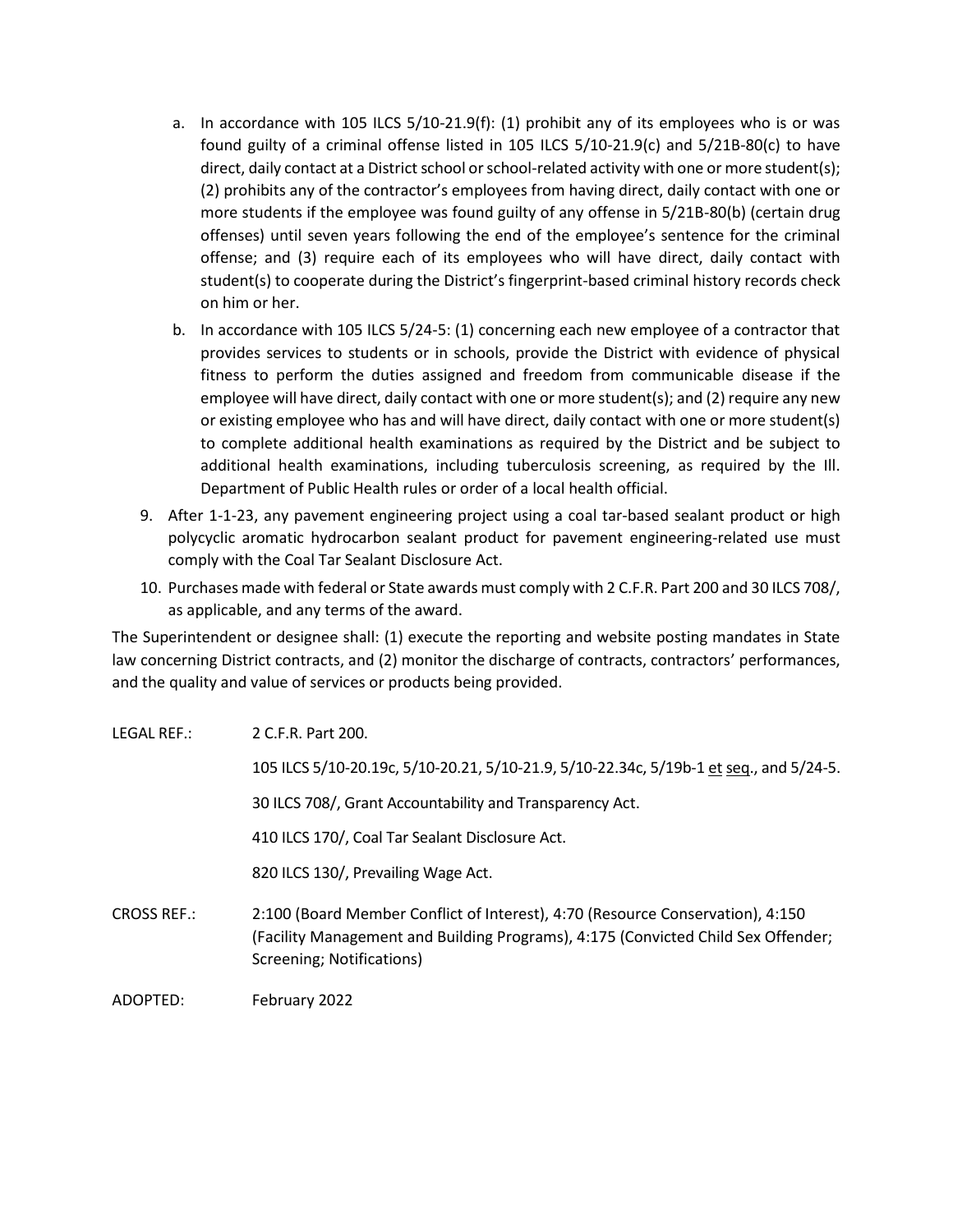a. In accordance with 105 ILCS 5/10-21.9(f): (1) prohibit any of its employees who is or was found guilty of a criminal offense listed in 105 ILCS 5/10-21.9(c) and 5/21B-80(c) to have direct, daily contact at a District school or school-related activity with one or more student(s); (2) prohibits any of the contractor's employees from having direct, daily contact with one or more students if the employee was found guilty of any offense in 5/21B-80(b) (certain drug offenses) until seven years following the end of the employee's sentence for the criminal offense; and (3) require each of its employees who will have direct, daily contact with student(s) to cooperate during the District's fingerprint-based criminal history records check on him or her.
   b. In accordance with 105 ILCS 5/24-5: (1) concerning each new employee of a contractor that provides services to students or in schools, provide the District with evidence of physical fitness to perform the duties assigned and freedom from communicable disease if the employee will have direct, daily contact with one or more student(s); and (2) require any new or existing employee who has and will have direct, daily contact with one or more student(s) to complete additional health examinations as required by the District and be subject to additional health examinations, including tuberculosis screening, as required by the Ill. Department of Public Health rules or order of a local health official.

9. After 1-1-23, any pavement engineering project using a coal tar-based sealant product or high polycyclic aromatic hydrocarbon sealant product for pavement engineering-related use must comply with the Coal Tar Sealant Disclosure Act.
10. Purchases made with federal or State awards must comply with 2 C.F.R. Part 200 and 30 ILCS 708/, as applicable, and any terms of the award.

The Superintendent or designee shall: (1) execute the reporting and website posting mandates in State law concerning District contracts, and (2) monitor the discharge of contracts, contractors' performances, and the quality and value of services or products being provided.

LEGAL REF.: 2 C.F.R. Part 200.

105 ILCS 5/10-20.19c, 5/10-20.21, 5/10-21.9, 5/10-22.34c, 5/19b-1 et seq., and 5/24-5.

30 ILCS 708/, Grant Accountability and Transparency Act.

410 ILCS 170/, Coal Tar Sealant Disclosure Act.

820 ILCS 130/, Prevailing Wage Act.

CROSS REF.: 2:100 (Board Member Conflict of Interest), 4:70 (Resource Conservation), 4:150 (Facility Management and Building Programs), 4:175 (Convicted Child Sex Offender; Screening; Notifications)

ADOPTED: February 2022